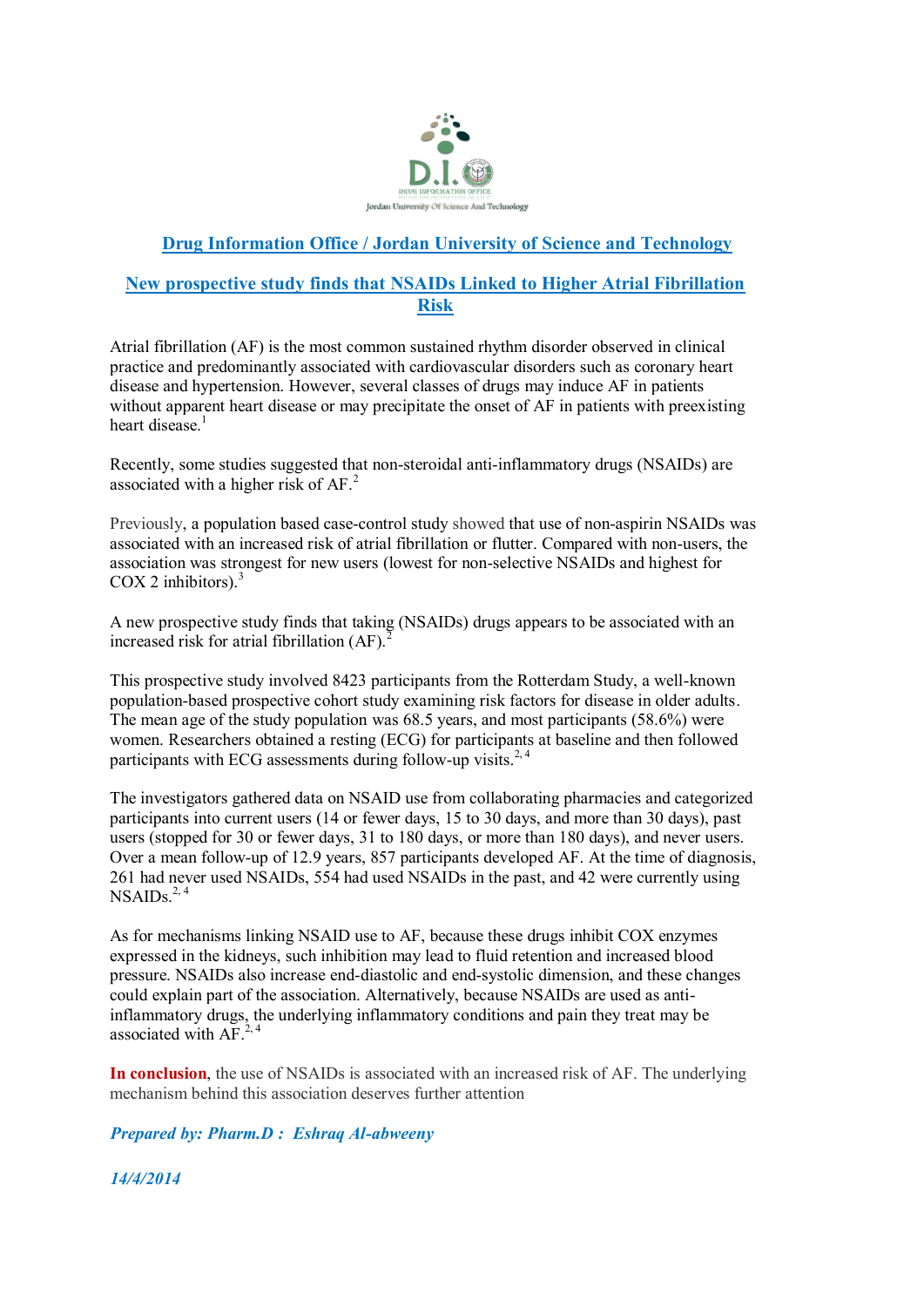## Drug Information Office / Jordan University of Science and Technology

## New prospective study finds that NSAIDs Linked to Higher Atrial Fibrillation Risk

Atrial fibrillation (AF) is the most common sustained rhythm disorder observed in clinical practice and predominantly associated with cardiovascular disorders such as coronary heart disease and hypertension. However, several classes of drugs may induce AF in patients without apparent heart disease or may precipitate the onset of AF in patients with preexisting heart disease.[1]

Recently, some studies suggested that non-steroidal anti-inflammatory drugs (NSAIDs) are associated with a higher risk of AF.[2]

Previously, a population based case-control study showed that use of non-aspirin NSAIDs was associated with an increased risk of atrial fibrillation or flutter. Compared with non-users, the association was strongest for new users (lowest for non-selective NSAIDs and highest for COX 2 inhibitors).[3]

A new prospective study finds that taking (NSAIDs) drugs appears to be associated with an increased risk for atrial fibrillation (AF).[2]

This prospective study involved 8423 participants from the Rotterdam Study, a well-known population-based prospective cohort study examining risk factors for disease in older adults. The mean age of the study population was 68.5 years, and most participants (58.6%) were women. Researchers obtained a resting (ECG) for participants at baseline and then followed participants with ECG assessments during follow-up visits.[2, 4]

The investigators gathered data on NSAID use from collaborating pharmacies and categorized participants into current users (14 or fewer days, 15 to 30 days, and more than 30 days), past users (stopped for 30 or fewer days, 31 to 180 days, or more than 180 days), and never users. Over a mean follow-up of 12.9 years, 857 participants developed AF. At the time of diagnosis, 261 had never used NSAIDs, 554 had used NSAIDs in the past, and 42 were currently using NSAIDs.[2, 4]

As for mechanisms linking NSAID use to AF, because these drugs inhibit COX enzymes expressed in the kidneys, such inhibition may lead to fluid retention and increased blood pressure. NSAIDs also increase end-diastolic and end-systolic dimension, and these changes could explain part of the association. Alternatively, because NSAIDs are used as anti-inflammatory drugs, the underlying inflammatory conditions and pain they treat may be associated with AF.[2, 4]

**In conclusion**, the use of NSAIDs is associated with an increased risk of AF. The underlying mechanism behind this association deserves further attention

***Prepared by: Pharm.D : Eshraq Al-abweeny***

***14/4/2014***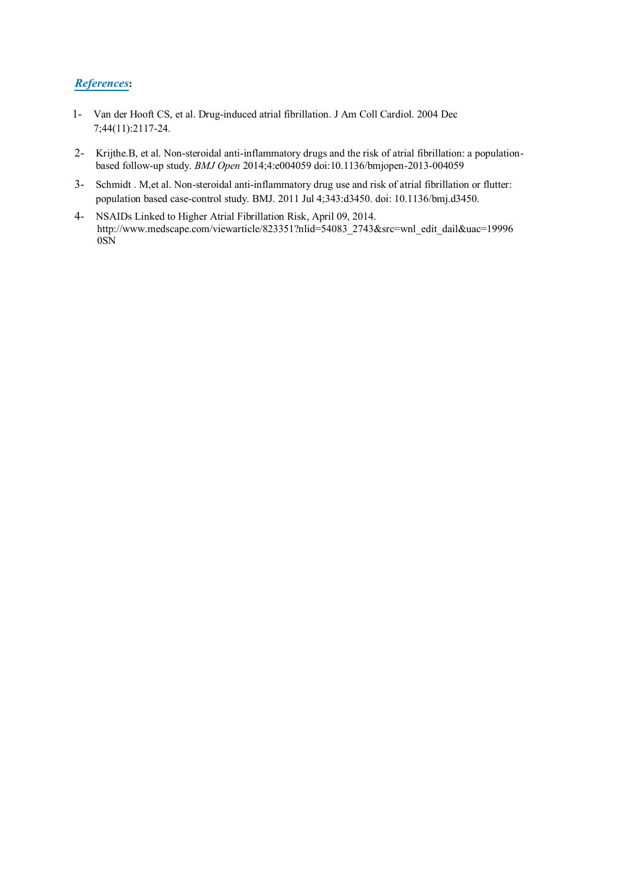***References*:**

1- Van der Hooft CS, et al. Drug-induced atrial fibrillation. J Am Coll Cardiol. 2004 Dec 7;44(11):2117-24.

2- Krijthe.B, et al. Non-steroidal anti-inflammatory drugs and the risk of atrial fibrillation: a population-based follow-up study. *BMJ Open* 2014;4:e004059 doi:10.1136/bmjopen-2013-004059

3- Schmidt . M,et al. Non-steroidal anti-inflammatory drug use and risk of atrial fibrillation or flutter: population based case-control study. BMJ. 2011 Jul 4;343:d3450. doi: 10.1136/bmj.d3450.

4- NSAIDs Linked to Higher Atrial Fibrillation Risk, April 09, 2014. http://www.medscape.com/viewarticle/823351?nlid=54083_2743&src=wnl_edit_dail&uac=199960SN